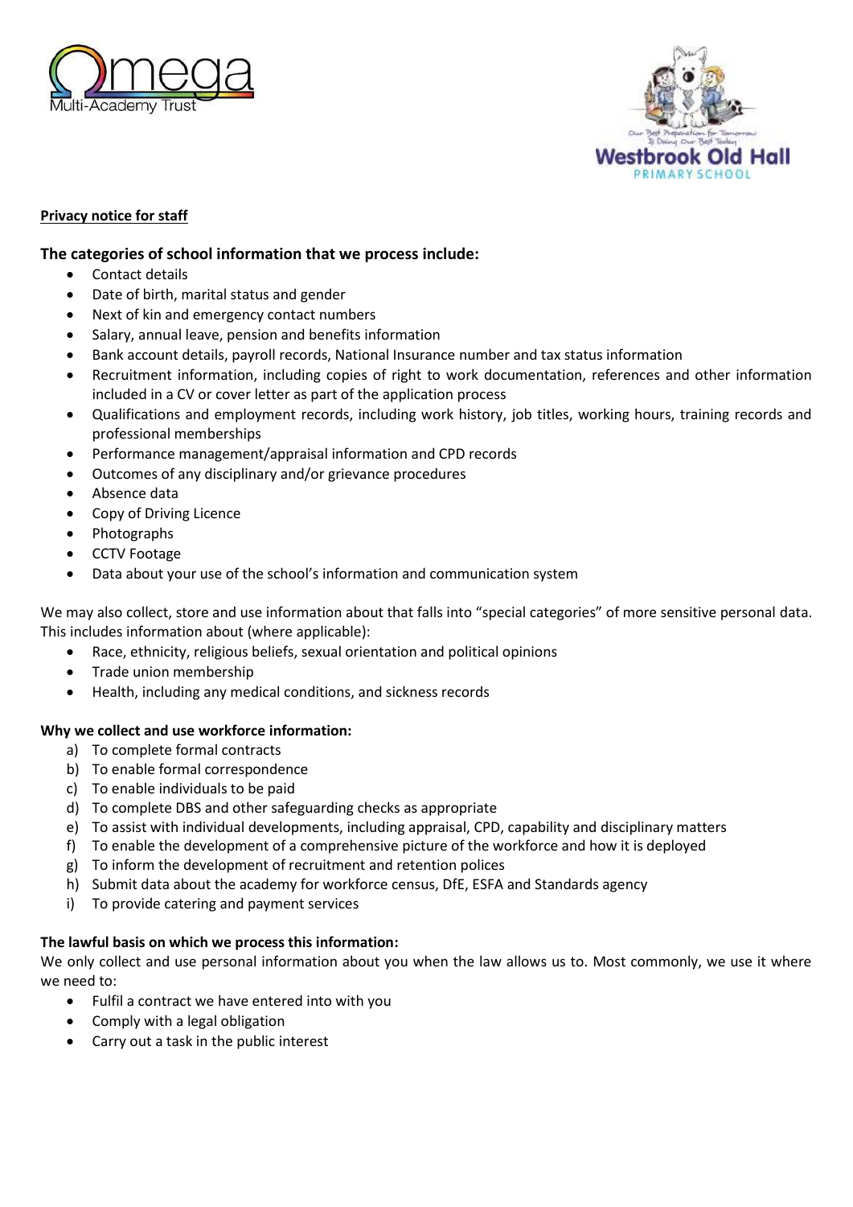**Privacy notice for staff**

## The categories of school information that we process include:

- Contact details
- Date of birth, marital status and gender
- Next of kin and emergency contact numbers
- Salary, annual leave, pension and benefits information
- Bank account details, payroll records, National Insurance number and tax status information
- Recruitment information, including copies of right to work documentation, references and other information included in a CV or cover letter as part of the application process
- Qualifications and employment records, including work history, job titles, working hours, training records and professional memberships
- Performance management/appraisal information and CPD records
- Outcomes of any disciplinary and/or grievance procedures
- Absence data
- Copy of Driving Licence
- Photographs
- CCTV Footage
- Data about your use of the school's information and communication system

We may also collect, store and use information about that falls into "special categories" of more sensitive personal data. This includes information about (where applicable):

- Race, ethnicity, religious beliefs, sexual orientation and political opinions
- Trade union membership
- Health, including any medical conditions, and sickness records

**Why we collect and use workforce information:**

a) To complete formal contracts
b) To enable formal correspondence
c) To enable individuals to be paid
d) To complete DBS and other safeguarding checks as appropriate
e) To assist with individual developments, including appraisal, CPD, capability and disciplinary matters
f) To enable the development of a comprehensive picture of the workforce and how it is deployed
g) To inform the development of recruitment and retention polices
h) Submit data about the academy for workforce census, DfE, ESFA and Standards agency
i) To provide catering and payment services

**The lawful basis on which we process this information:**

We only collect and use personal information about you when the law allows us to. Most commonly, we use it where we need to:

- Fulfil a contract we have entered into with you
- Comply with a legal obligation
- Carry out a task in the public interest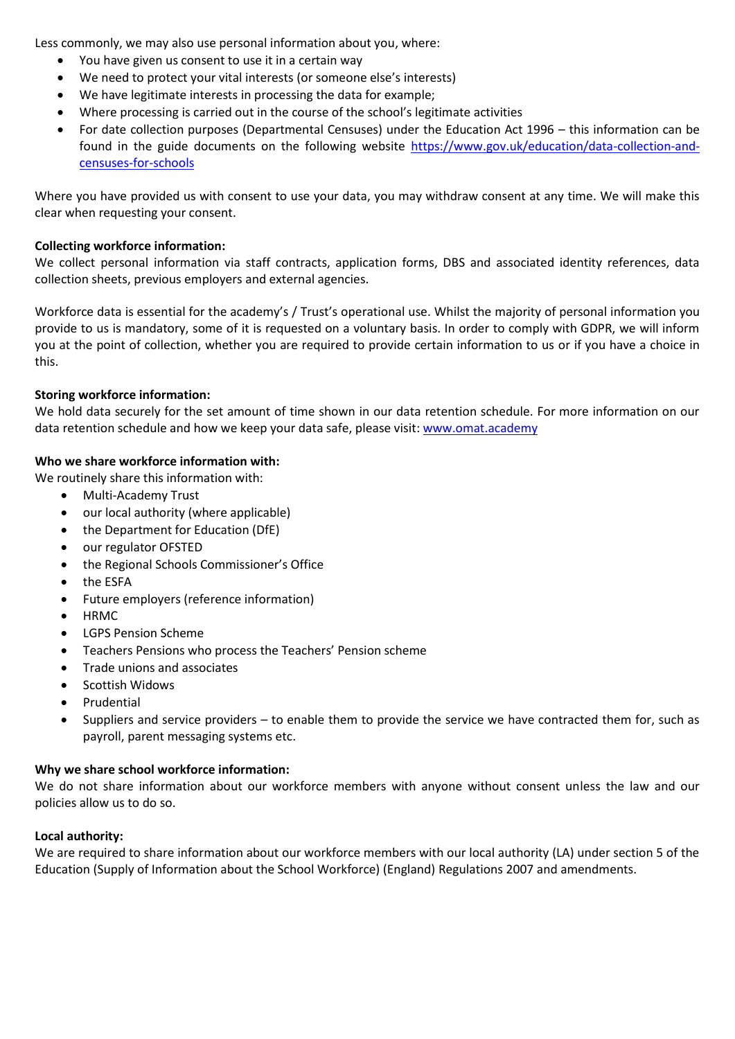Less commonly, we may also use personal information about you, where:

- You have given us consent to use it in a certain way
- We need to protect your vital interests (or someone else's interests)
- We have legitimate interests in processing the data for example;
- Where processing is carried out in the course of the school's legitimate activities
- For date collection purposes (Departmental Censuses) under the Education Act 1996 – this information can be found in the guide documents on the following website [https://www.gov.uk/education/data-collection-and-censuses-for-schools](https://www.gov.uk/education/data-collection-and-censuses-for-schools)

Where you have provided us with consent to use your data, you may withdraw consent at any time. We will make this clear when requesting your consent.

**Collecting workforce information:**
We collect personal information via staff contracts, application forms, DBS and associated identity references, data collection sheets, previous employers and external agencies.

Workforce data is essential for the academy's / Trust's operational use. Whilst the majority of personal information you provide to us is mandatory, some of it is requested on a voluntary basis. In order to comply with GDPR, we will inform you at the point of collection, whether you are required to provide certain information to us or if you have a choice in this.

**Storing workforce information:**
We hold data securely for the set amount of time shown in our data retention schedule. For more information on our data retention schedule and how we keep your data safe, please visit: [www.omat.academy](www.omat.academy)

**Who we share workforce information with:**
We routinely share this information with:

- Multi-Academy Trust
- our local authority (where applicable)
- the Department for Education (DfE)
- our regulator OFSTED
- the Regional Schools Commissioner's Office
- the ESFA
- Future employers (reference information)
- HRMC
- LGPS Pension Scheme
- Teachers Pensions who process the Teachers' Pension scheme
- Trade unions and associates
- Scottish Widows
- Prudential
- Suppliers and service providers – to enable them to provide the service we have contracted them for, such as payroll, parent messaging systems etc.

**Why we share school workforce information:**
We do not share information about our workforce members with anyone without consent unless the law and our policies allow us to do so.

**Local authority:**
We are required to share information about our workforce members with our local authority (LA) under section 5 of the Education (Supply of Information about the School Workforce) (England) Regulations 2007 and amendments.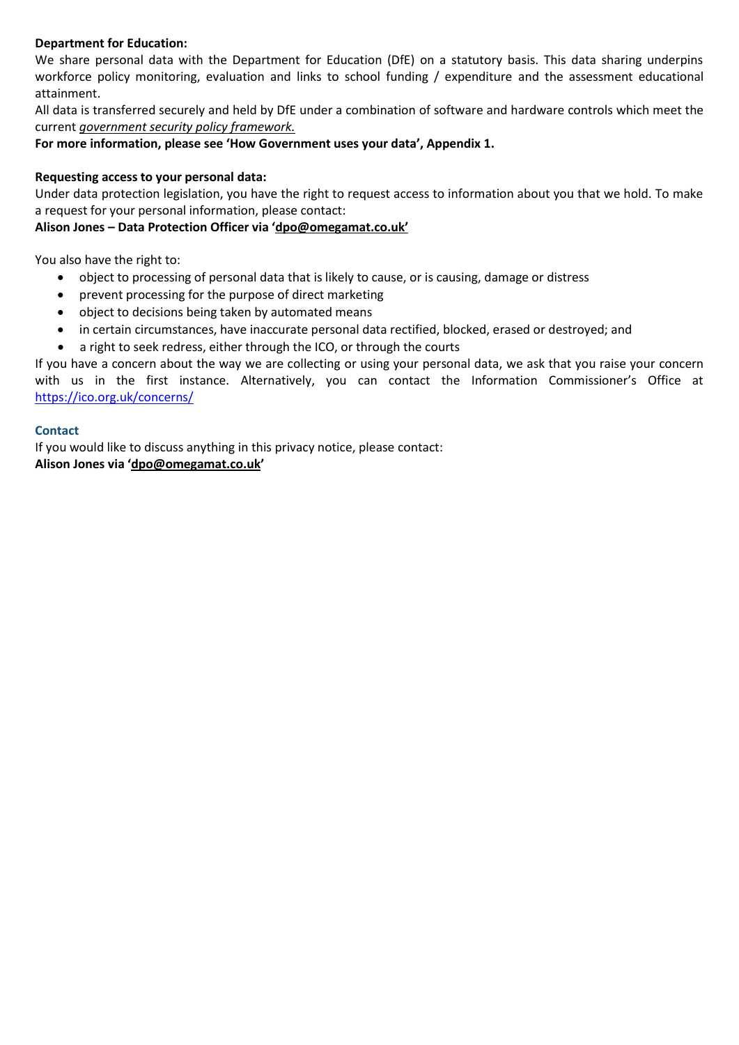**Department for Education:**

We share personal data with the Department for Education (DfE) on a statutory basis. This data sharing underpins workforce policy monitoring, evaluation and links to school funding / expenditure and the assessment educational attainment.

All data is transferred securely and held by DfE under a combination of software and hardware controls which meet the current *government security policy framework.*

**For more information, please see 'How Government uses your data', Appendix 1.**

**Requesting access to your personal data:**

Under data protection legislation, you have the right to request access to information about you that we hold. To make a request for your personal information, please contact:

**Alison Jones – Data Protection Officer via 'dpo@omegamat.co.uk'**

You also have the right to:

- object to processing of personal data that is likely to cause, or is causing, damage or distress
- prevent processing for the purpose of direct marketing
- object to decisions being taken by automated means
- in certain circumstances, have inaccurate personal data rectified, blocked, erased or destroyed; and
- a right to seek redress, either through the ICO, or through the courts

If you have a concern about the way we are collecting or using your personal data, we ask that you raise your concern with us in the first instance. Alternatively, you can contact the Information Commissioner's Office at https://ico.org.uk/concerns/

## Contact

If you would like to discuss anything in this privacy notice, please contact:

**Alison Jones via 'dpo@omegamat.co.uk'**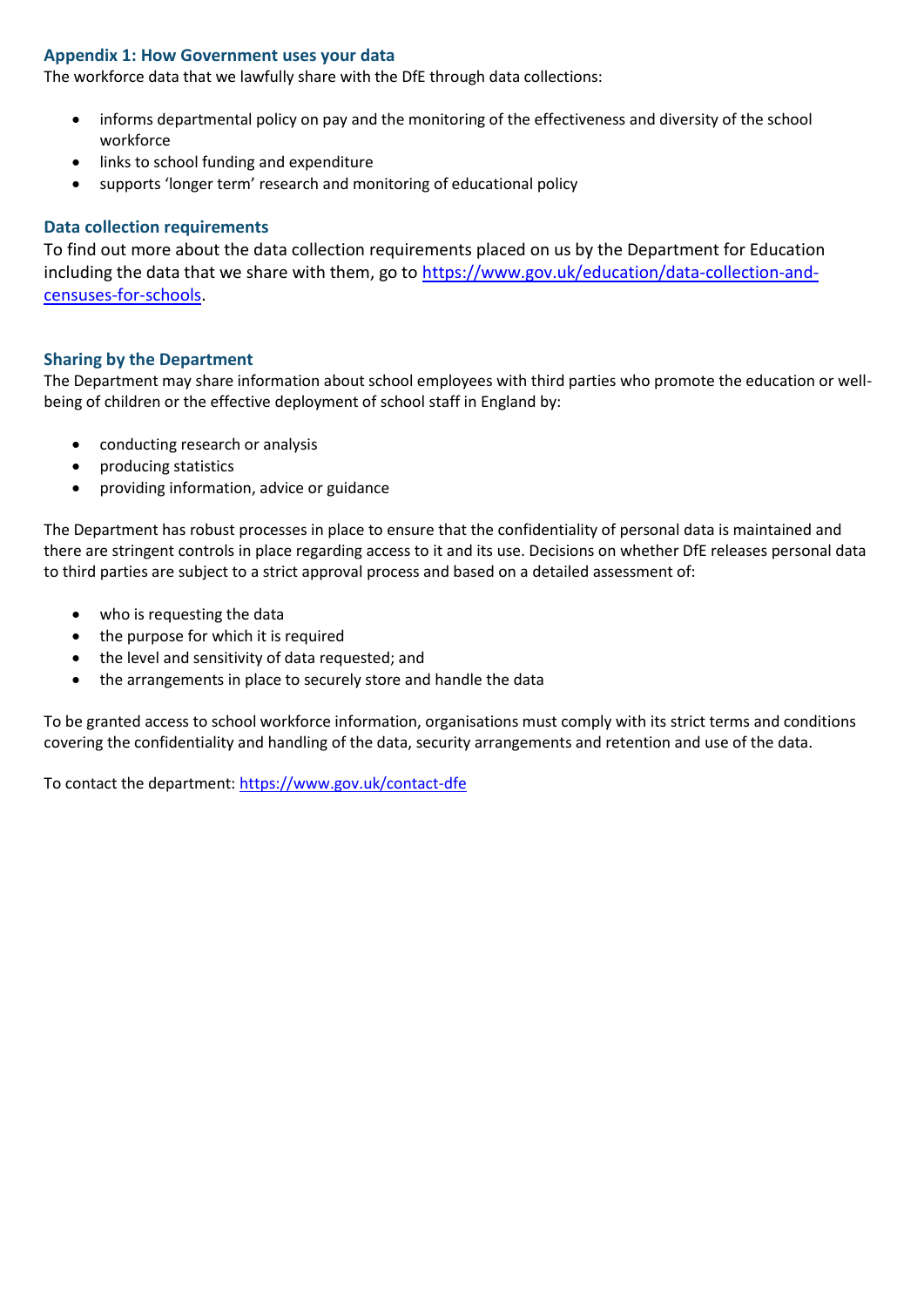## Appendix 1: How Government uses your data

The workforce data that we lawfully share with the DfE through data collections:

- informs departmental policy on pay and the monitoring of the effectiveness and diversity of the school workforce
- links to school funding and expenditure
- supports 'longer term' research and monitoring of educational policy

### Data collection requirements

To find out more about the data collection requirements placed on us by the Department for Education including the data that we share with them, go to [https://www.gov.uk/education/data-collection-and-censuses-for-schools](https://www.gov.uk/education/data-collection-and-censuses-for-schools).

### Sharing by the Department

The Department may share information about school employees with third parties who promote the education or well-being of children or the effective deployment of school staff in England by:

- conducting research or analysis
- producing statistics
- providing information, advice or guidance

The Department has robust processes in place to ensure that the confidentiality of personal data is maintained and there are stringent controls in place regarding access to it and its use. Decisions on whether DfE releases personal data to third parties are subject to a strict approval process and based on a detailed assessment of:

- who is requesting the data
- the purpose for which it is required
- the level and sensitivity of data requested; and
- the arrangements in place to securely store and handle the data

To be granted access to school workforce information, organisations must comply with its strict terms and conditions covering the confidentiality and handling of the data, security arrangements and retention and use of the data.

To contact the department: [https://www.gov.uk/contact-dfe](https://www.gov.uk/contact-dfe)